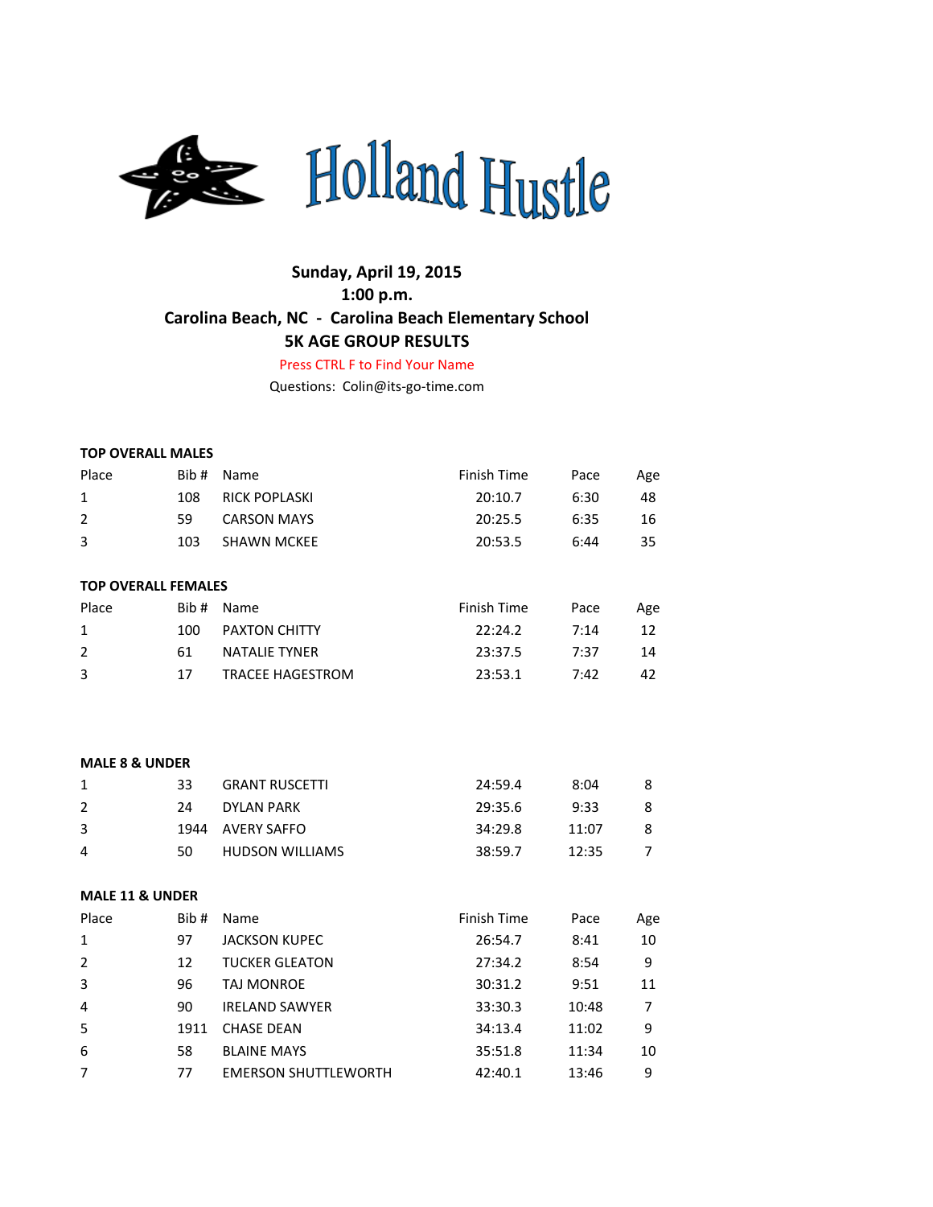# Holland Hustle

**Sunday, April 19, 2015**
**1:00 p.m.**
**Carolina Beach, NC - Carolina Beach Elementary School**
**5K AGE GROUP RESULTS**

Press CTRL F to Find Your Name

Questions: Colin@its-go-time.com

**TOP OVERALL MALES**

| Place | Bib # | Name | Finish Time | Pace | Age |
|---|---|---|---|---|---|
| 1 | 108 | RICK POPLASKI | 20:10.7 | 6:30 | 48 |
| 2 | 59 | CARSON MAYS | 20:25.5 | 6:35 | 16 |
| 3 | 103 | SHAWN MCKEE | 20:53.5 | 6:44 | 35 |

**TOP OVERALL FEMALES**

| Place | Bib # | Name | Finish Time | Pace | Age |
|---|---|---|---|---|---|
| 1 | 100 | PAXTON CHITTY | 22:24.2 | 7:14 | 12 |
| 2 | 61 | NATALIE TYNER | 23:37.5 | 7:37 | 14 |
| 3 | 17 | TRACEE HAGESTROM | 23:53.1 | 7:42 | 42 |

**MALE 8 & UNDER**

| Place | Bib # | Name | Finish Time | Pace | Age |
|---|---|---|---|---|---|
| 1 | 33 | GRANT RUSCETTI | 24:59.4 | 8:04 | 8 |
| 2 | 24 | DYLAN PARK | 29:35.6 | 9:33 | 8 |
| 3 | 1944 | AVERY SAFFO | 34:29.8 | 11:07 | 8 |
| 4 | 50 | HUDSON WILLIAMS | 38:59.7 | 12:35 | 7 |

**MALE 11 & UNDER**

| Place | Bib # | Name | Finish Time | Pace | Age |
|---|---|---|---|---|---|
| 1 | 97 | JACKSON KUPEC | 26:54.7 | 8:41 | 10 |
| 2 | 12 | TUCKER GLEATON | 27:34.2 | 8:54 | 9 |
| 3 | 96 | TAJ MONROE | 30:31.2 | 9:51 | 11 |
| 4 | 90 | IRELAND SAWYER | 33:30.3 | 10:48 | 7 |
| 5 | 1911 | CHASE DEAN | 34:13.4 | 11:02 | 9 |
| 6 | 58 | BLAINE MAYS | 35:51.8 | 11:34 | 10 |
| 7 | 77 | EMERSON SHUTTLEWORTH | 42:40.1 | 13:46 | 9 |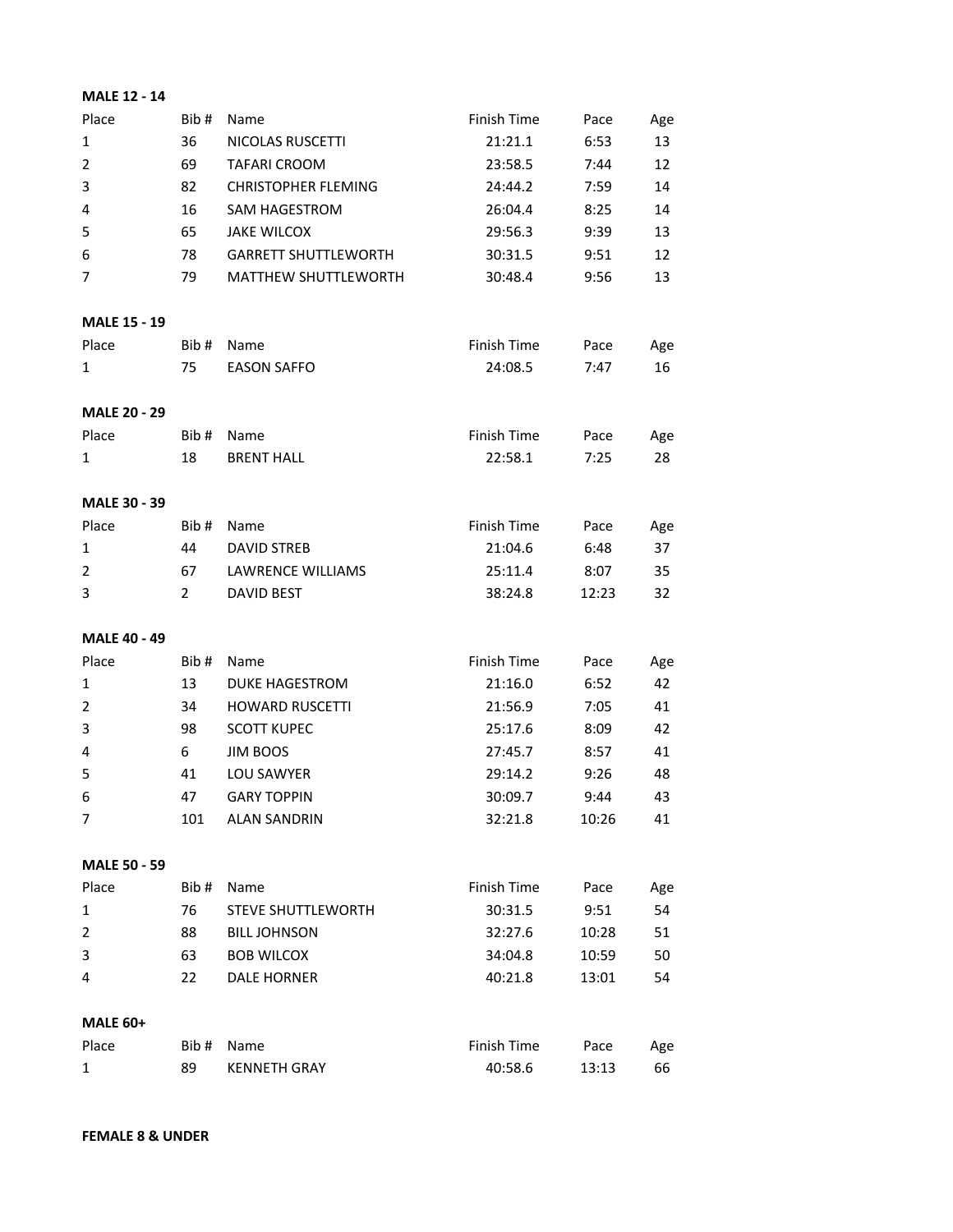**MALE 12 - 14**

| Place | Bib # | Name | Finish Time | Pace | Age |
|---|---|---|---|---|---|
| 1 | 36 | NICOLAS RUSCETTI | 21:21.1 | 6:53 | 13 |
| 2 | 69 | TAFARI CROOM | 23:58.5 | 7:44 | 12 |
| 3 | 82 | CHRISTOPHER FLEMING | 24:44.2 | 7:59 | 14 |
| 4 | 16 | SAM HAGESTROM | 26:04.4 | 8:25 | 14 |
| 5 | 65 | JAKE WILCOX | 29:56.3 | 9:39 | 13 |
| 6 | 78 | GARRETT SHUTTLEWORTH | 30:31.5 | 9:51 | 12 |
| 7 | 79 | MATTHEW SHUTTLEWORTH | 30:48.4 | 9:56 | 13 |

**MALE 15 - 19**

| Place | Bib # | Name | Finish Time | Pace | Age |
|---|---|---|---|---|---|
| 1 | 75 | EASON SAFFO | 24:08.5 | 7:47 | 16 |

**MALE 20 - 29**

| Place | Bib # | Name | Finish Time | Pace | Age |
|---|---|---|---|---|---|
| 1 | 18 | BRENT HALL | 22:58.1 | 7:25 | 28 |

**MALE 30 - 39**

| Place | Bib # | Name | Finish Time | Pace | Age |
|---|---|---|---|---|---|
| 1 | 44 | DAVID STREB | 21:04.6 | 6:48 | 37 |
| 2 | 67 | LAWRENCE WILLIAMS | 25:11.4 | 8:07 | 35 |
| 3 | 2 | DAVID BEST | 38:24.8 | 12:23 | 32 |

**MALE 40 - 49**

| Place | Bib # | Name | Finish Time | Pace | Age |
|---|---|---|---|---|---|
| 1 | 13 | DUKE HAGESTROM | 21:16.0 | 6:52 | 42 |
| 2 | 34 | HOWARD RUSCETTI | 21:56.9 | 7:05 | 41 |
| 3 | 98 | SCOTT KUPEC | 25:17.6 | 8:09 | 42 |
| 4 | 6 | JIM BOOS | 27:45.7 | 8:57 | 41 |
| 5 | 41 | LOU SAWYER | 29:14.2 | 9:26 | 48 |
| 6 | 47 | GARY TOPPIN | 30:09.7 | 9:44 | 43 |
| 7 | 101 | ALAN SANDRIN | 32:21.8 | 10:26 | 41 |

**MALE 50 - 59**

| Place | Bib # | Name | Finish Time | Pace | Age |
|---|---|---|---|---|---|
| 1 | 76 | STEVE SHUTTLEWORTH | 30:31.5 | 9:51 | 54 |
| 2 | 88 | BILL JOHNSON | 32:27.6 | 10:28 | 51 |
| 3 | 63 | BOB WILCOX | 34:04.8 | 10:59 | 50 |
| 4 | 22 | DALE HORNER | 40:21.8 | 13:01 | 54 |

**MALE 60+**

| Place | Bib # | Name | Finish Time | Pace | Age |
|---|---|---|---|---|---|
| 1 | 89 | KENNETH GRAY | 40:58.6 | 13:13 | 66 |

**FEMALE 8 & UNDER**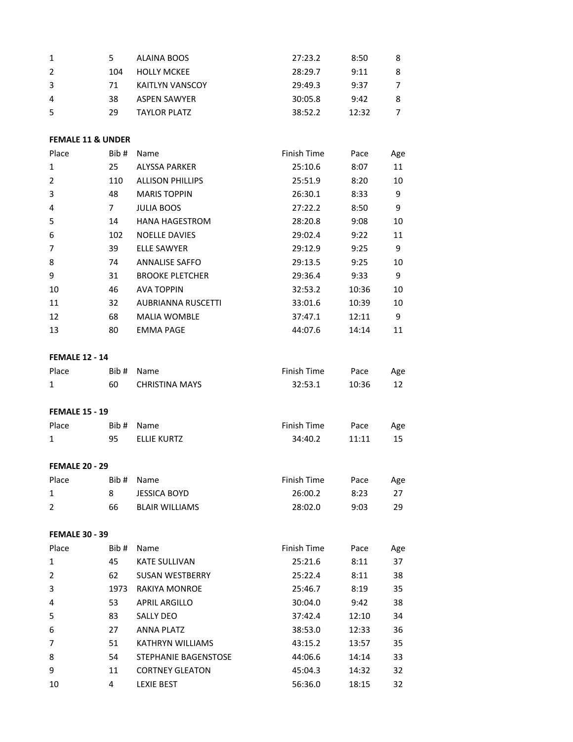| | | | | | |
|---|---|---|---|---|---|
| 1 | 5 | ALAINA BOOS | 27:23.2 | 8:50 | 8 |
| 2 | 104 | HOLLY MCKEE | 28:29.7 | 9:11 | 8 |
| 3 | 71 | KAITLYN VANSCOY | 29:49.3 | 9:37 | 7 |
| 4 | 38 | ASPEN SAWYER | 30:05.8 | 9:42 | 8 |
| 5 | 29 | TAYLOR PLATZ | 38:52.2 | 12:32 | 7 |

**FEMALE 11 & UNDER**

| Place | Bib # | Name | Finish Time | Pace | Age |
|---|---|---|---|---|---|
| 1 | 25 | ALYSSA PARKER | 25:10.6 | 8:07 | 11 |
| 2 | 110 | ALLISON PHILLIPS | 25:51.9 | 8:20 | 10 |
| 3 | 48 | MARIS TOPPIN | 26:30.1 | 8:33 | 9 |
| 4 | 7 | JULIA BOOS | 27:22.2 | 8:50 | 9 |
| 5 | 14 | HANA HAGESTROM | 28:20.8 | 9:08 | 10 |
| 6 | 102 | NOELLE DAVIES | 29:02.4 | 9:22 | 11 |
| 7 | 39 | ELLE SAWYER | 29:12.9 | 9:25 | 9 |
| 8 | 74 | ANNALISE SAFFO | 29:13.5 | 9:25 | 10 |
| 9 | 31 | BROOKE PLETCHER | 29:36.4 | 9:33 | 9 |
| 10 | 46 | AVA TOPPIN | 32:53.2 | 10:36 | 10 |
| 11 | 32 | AUBRIANNA RUSCETTI | 33:01.6 | 10:39 | 10 |
| 12 | 68 | MALIA WOMBLE | 37:47.1 | 12:11 | 9 |
| 13 | 80 | EMMA PAGE | 44:07.6 | 14:14 | 11 |

**FEMALE 12 - 14**

| Place | Bib # | Name | Finish Time | Pace | Age |
|---|---|---|---|---|---|
| 1 | 60 | CHRISTINA MAYS | 32:53.1 | 10:36 | 12 |

**FEMALE 15 - 19**

| Place | Bib # | Name | Finish Time | Pace | Age |
|---|---|---|---|---|---|
| 1 | 95 | ELLIE KURTZ | 34:40.2 | 11:11 | 15 |

**FEMALE 20 - 29**

| Place | Bib # | Name | Finish Time | Pace | Age |
|---|---|---|---|---|---|
| 1 | 8 | JESSICA BOYD | 26:00.2 | 8:23 | 27 |
| 2 | 66 | BLAIR WILLIAMS | 28:02.0 | 9:03 | 29 |

**FEMALE 30 - 39**

| Place | Bib # | Name | Finish Time | Pace | Age |
|---|---|---|---|---|---|
| 1 | 45 | KATE SULLIVAN | 25:21.6 | 8:11 | 37 |
| 2 | 62 | SUSAN WESTBERRY | 25:22.4 | 8:11 | 38 |
| 3 | 1973 | RAKIYA MONROE | 25:46.7 | 8:19 | 35 |
| 4 | 53 | APRIL ARGILLO | 30:04.0 | 9:42 | 38 |
| 5 | 83 | SALLY DEO | 37:42.4 | 12:10 | 34 |
| 6 | 27 | ANNA PLATZ | 38:53.0 | 12:33 | 36 |
| 7 | 51 | KATHRYN WILLIAMS | 43:15.2 | 13:57 | 35 |
| 8 | 54 | STEPHANIE BAGENSTOSE | 44:06.6 | 14:14 | 33 |
| 9 | 11 | CORTNEY GLEATON | 45:04.3 | 14:32 | 32 |
| 10 | 4 | LEXIE BEST | 56:36.0 | 18:15 | 32 |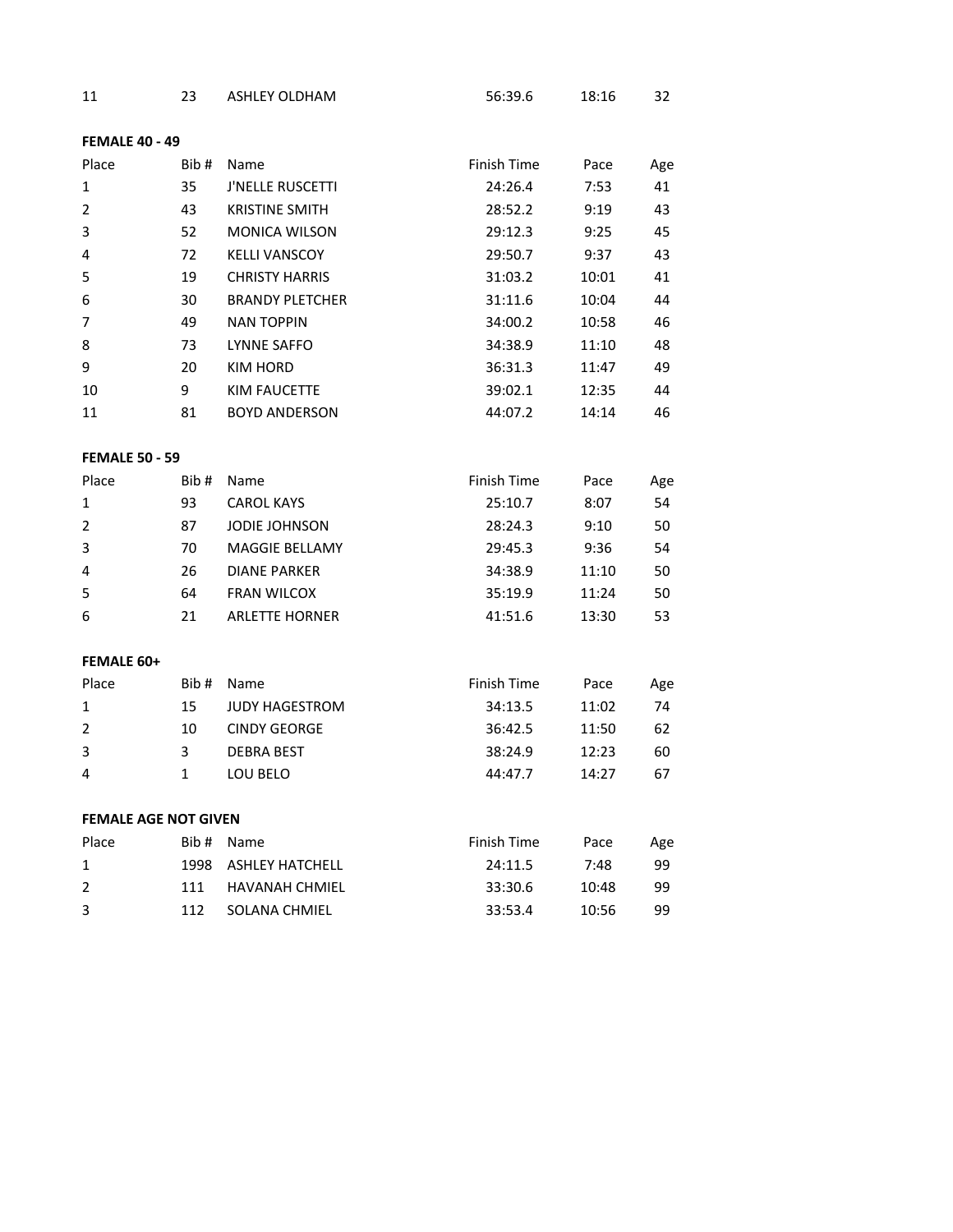| | | | | | |
|---|---|---|---|---|---|
| 11 | 23 | ASHLEY OLDHAM | 56:39.6 | 18:16 | 32 |

**FEMALE 40 - 49**

| Place | Bib # | Name | Finish Time | Pace | Age |
|---|---|---|---|---|---|
| 1 | 35 | J'NELLE RUSCETTI | 24:26.4 | 7:53 | 41 |
| 2 | 43 | KRISTINE SMITH | 28:52.2 | 9:19 | 43 |
| 3 | 52 | MONICA WILSON | 29:12.3 | 9:25 | 45 |
| 4 | 72 | KELLI VANSCOY | 29:50.7 | 9:37 | 43 |
| 5 | 19 | CHRISTY HARRIS | 31:03.2 | 10:01 | 41 |
| 6 | 30 | BRANDY PLETCHER | 31:11.6 | 10:04 | 44 |
| 7 | 49 | NAN TOPPIN | 34:00.2 | 10:58 | 46 |
| 8 | 73 | LYNNE SAFFO | 34:38.9 | 11:10 | 48 |
| 9 | 20 | KIM HORD | 36:31.3 | 11:47 | 49 |
| 10 | 9 | KIM FAUCETTE | 39:02.1 | 12:35 | 44 |
| 11 | 81 | BOYD ANDERSON | 44:07.2 | 14:14 | 46 |

**FEMALE 50 - 59**

| Place | Bib # | Name | Finish Time | Pace | Age |
|---|---|---|---|---|---|
| 1 | 93 | CAROL KAYS | 25:10.7 | 8:07 | 54 |
| 2 | 87 | JODIE JOHNSON | 28:24.3 | 9:10 | 50 |
| 3 | 70 | MAGGIE BELLAMY | 29:45.3 | 9:36 | 54 |
| 4 | 26 | DIANE PARKER | 34:38.9 | 11:10 | 50 |
| 5 | 64 | FRAN WILCOX | 35:19.9 | 11:24 | 50 |
| 6 | 21 | ARLETTE HORNER | 41:51.6 | 13:30 | 53 |

**FEMALE 60+**

| Place | Bib # | Name | Finish Time | Pace | Age |
|---|---|---|---|---|---|
| 1 | 15 | JUDY HAGESTROM | 34:13.5 | 11:02 | 74 |
| 2 | 10 | CINDY GEORGE | 36:42.5 | 11:50 | 62 |
| 3 | 3 | DEBRA BEST | 38:24.9 | 12:23 | 60 |
| 4 | 1 | LOU BELO | 44:47.7 | 14:27 | 67 |

**FEMALE AGE NOT GIVEN**

| Place | Bib # | Name | Finish Time | Pace | Age |
|---|---|---|---|---|---|
| 1 | 1998 | ASHLEY HATCHELL | 24:11.5 | 7:48 | 99 |
| 2 | 111 | HAVANAH CHMIEL | 33:30.6 | 10:48 | 99 |
| 3 | 112 | SOLANA CHMIEL | 33:53.4 | 10:56 | 99 |